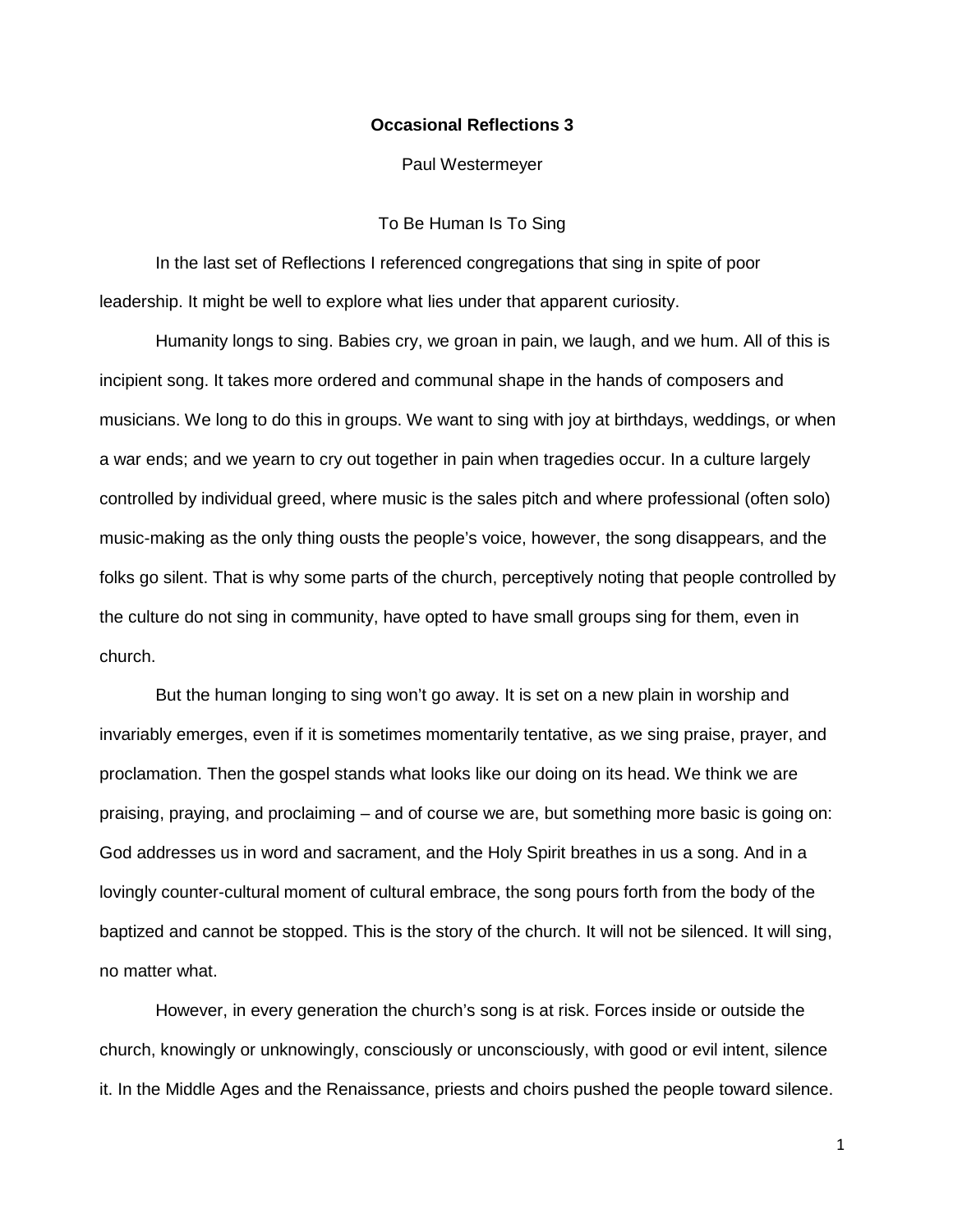# Occasional Reflections 3

Paul Westermeyer

## To Be Human Is To Sing

In the last set of Reflections I referenced congregations that sing in spite of poor leadership. It might be well to explore what lies under that apparent curiosity.

Humanity longs to sing. Babies cry, we groan in pain, we laugh, and we hum. All of this is incipient song. It takes more ordered and communal shape in the hands of composers and musicians. We long to do this in groups. We want to sing with joy at birthdays, weddings, or when a war ends; and we yearn to cry out together in pain when tragedies occur. In a culture largely controlled by individual greed, where music is the sales pitch and where professional (often solo) music-making as the only thing ousts the people's voice, however, the song disappears, and the folks go silent. That is why some parts of the church, perceptively noting that people controlled by the culture do not sing in community, have opted to have small groups sing for them, even in church.

But the human longing to sing won't go away. It is set on a new plain in worship and invariably emerges, even if it is sometimes momentarily tentative, as we sing praise, prayer, and proclamation. Then the gospel stands what looks like our doing on its head. We think we are praising, praying, and proclaiming – and of course we are, but something more basic is going on: God addresses us in word and sacrament, and the Holy Spirit breathes in us a song. And in a lovingly counter-cultural moment of cultural embrace, the song pours forth from the body of the baptized and cannot be stopped. This is the story of the church. It will not be silenced. It will sing, no matter what.

However, in every generation the church's song is at risk. Forces inside or outside the church, knowingly or unknowingly, consciously or unconsciously, with good or evil intent, silence it. In the Middle Ages and the Renaissance, priests and choirs pushed the people toward silence.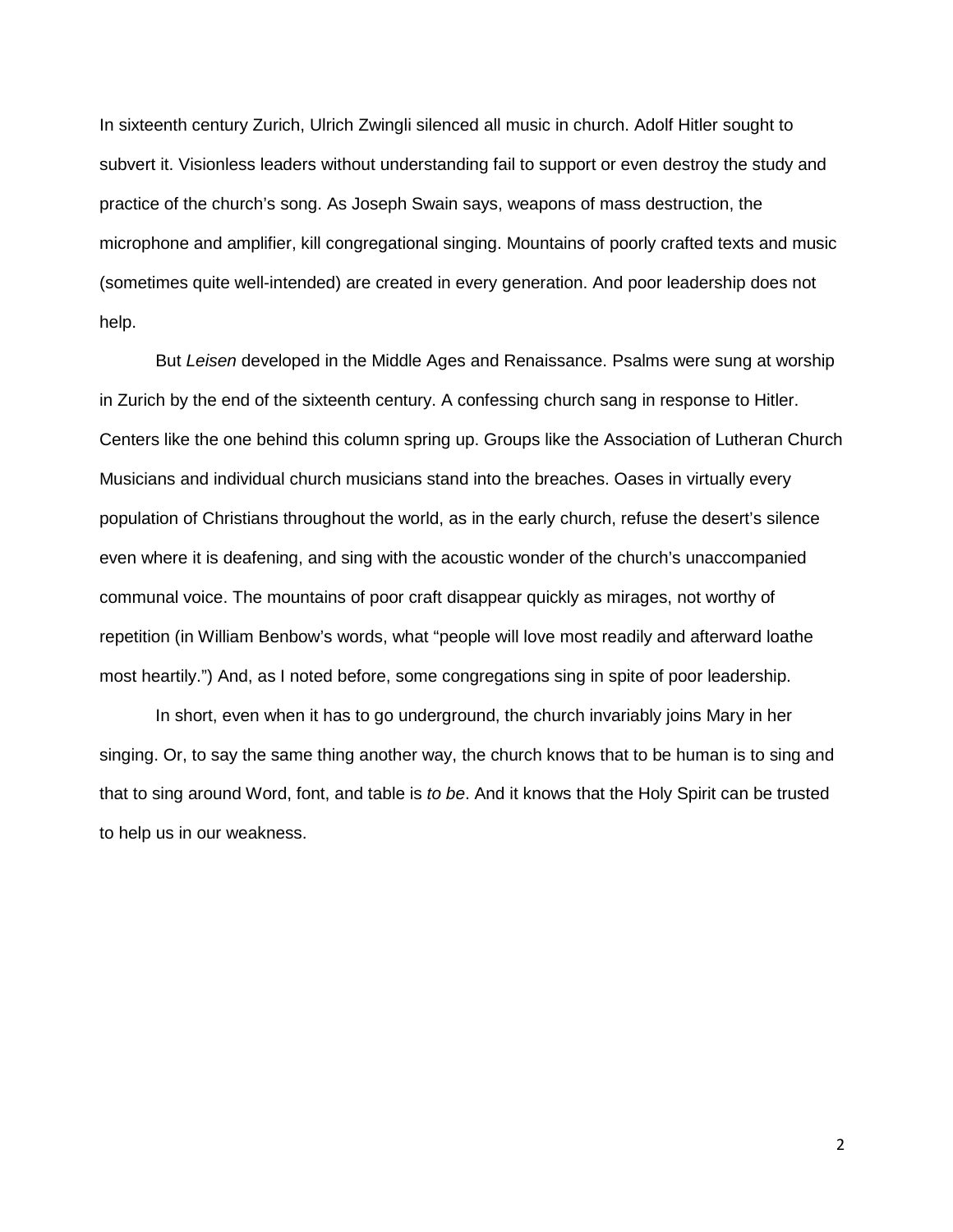In sixteenth century Zurich, Ulrich Zwingli silenced all music in church. Adolf Hitler sought to subvert it. Visionless leaders without understanding fail to support or even destroy the study and practice of the church's song. As Joseph Swain says, weapons of mass destruction, the microphone and amplifier, kill congregational singing. Mountains of poorly crafted texts and music (sometimes quite well-intended) are created in every generation. And poor leadership does not help.

But *Leisen* developed in the Middle Ages and Renaissance. Psalms were sung at worship in Zurich by the end of the sixteenth century. A confessing church sang in response to Hitler. Centers like the one behind this column spring up. Groups like the Association of Lutheran Church Musicians and individual church musicians stand into the breaches. Oases in virtually every population of Christians throughout the world, as in the early church, refuse the desert's silence even where it is deafening, and sing with the acoustic wonder of the church's unaccompanied communal voice. The mountains of poor craft disappear quickly as mirages, not worthy of repetition (in William Benbow's words, what "people will love most readily and afterward loathe most heartily.") And, as I noted before, some congregations sing in spite of poor leadership.

In short, even when it has to go underground, the church invariably joins Mary in her singing. Or, to say the same thing another way, the church knows that to be human is to sing and that to sing around Word, font, and table is *to be*. And it knows that the Holy Spirit can be trusted to help us in our weakness.